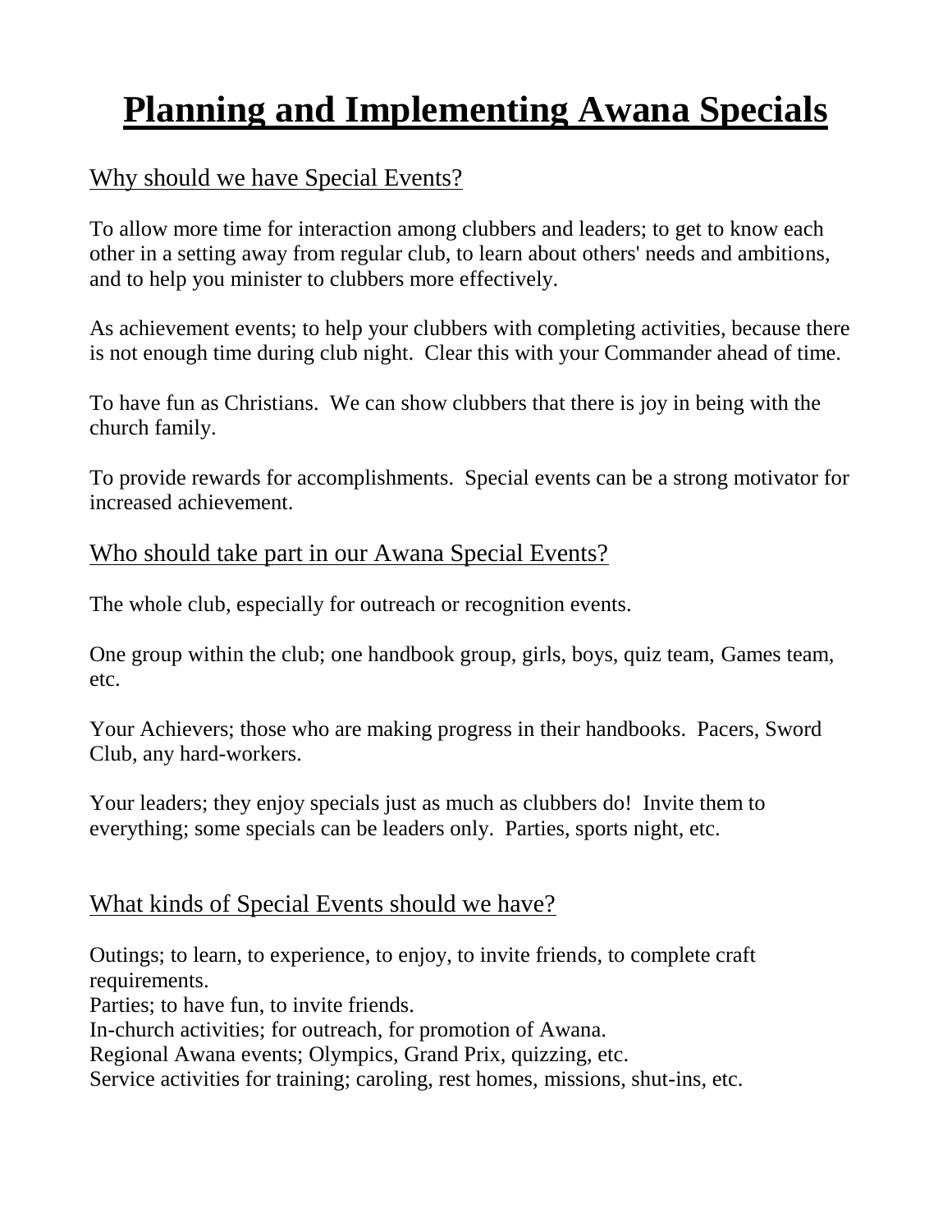# Planning and Implementing Awana Specials

## Why should we have Special Events?

To allow more time for interaction among clubbers and leaders; to get to know each other in a setting away from regular club, to learn about others' needs and ambitions, and to help you minister to clubbers more effectively.

As achievement events; to help your clubbers with completing activities, because there is not enough time during club night. Clear this with your Commander ahead of time.

To have fun as Christians. We can show clubbers that there is joy in being with the church family.

To provide rewards for accomplishments. Special events can be a strong motivator for increased achievement.

## Who should take part in our Awana Special Events?

The whole club, especially for outreach or recognition events.

One group within the club; one handbook group, girls, boys, quiz team, Games team, etc.

Your Achievers; those who are making progress in their handbooks. Pacers, Sword Club, any hard-workers.

Your leaders; they enjoy specials just as much as clubbers do! Invite them to everything; some specials can be leaders only. Parties, sports night, etc.

## What kinds of Special Events should we have?

Outings; to learn, to experience, to enjoy, to invite friends, to complete craft requirements.
Parties; to have fun, to invite friends.
In-church activities; for outreach, for promotion of Awana.
Regional Awana events; Olympics, Grand Prix, quizzing, etc.
Service activities for training; caroling, rest homes, missions, shut-ins, etc.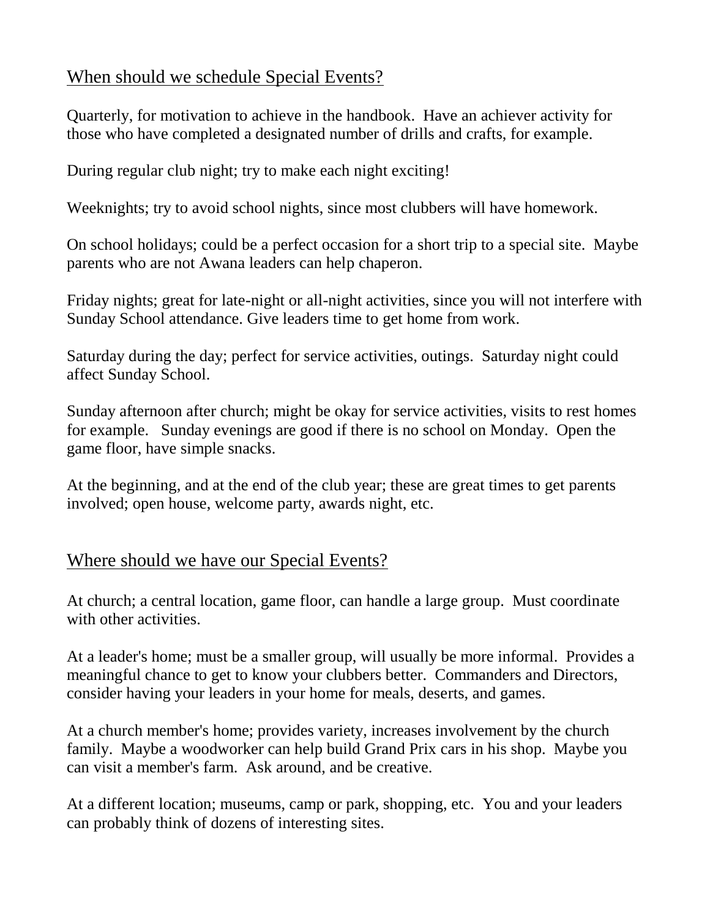## When should we schedule Special Events?

Quarterly, for motivation to achieve in the handbook. Have an achiever activity for those who have completed a designated number of drills and crafts, for example.

During regular club night; try to make each night exciting!

Weeknights; try to avoid school nights, since most clubbers will have homework.

On school holidays; could be a perfect occasion for a short trip to a special site. Maybe parents who are not Awana leaders can help chaperon.

Friday nights; great for late-night or all-night activities, since you will not interfere with Sunday School attendance. Give leaders time to get home from work.

Saturday during the day; perfect for service activities, outings. Saturday night could affect Sunday School.

Sunday afternoon after church; might be okay for service activities, visits to rest homes for example. Sunday evenings are good if there is no school on Monday. Open the game floor, have simple snacks.

At the beginning, and at the end of the club year; these are great times to get parents involved; open house, welcome party, awards night, etc.

## Where should we have our Special Events?

At church; a central location, game floor, can handle a large group. Must coordinate with other activities.

At a leader's home; must be a smaller group, will usually be more informal. Provides a meaningful chance to get to know your clubbers better. Commanders and Directors, consider having your leaders in your home for meals, deserts, and games.

At a church member's home; provides variety, increases involvement by the church family. Maybe a woodworker can help build Grand Prix cars in his shop. Maybe you can visit a member's farm. Ask around, and be creative.

At a different location; museums, camp or park, shopping, etc. You and your leaders can probably think of dozens of interesting sites.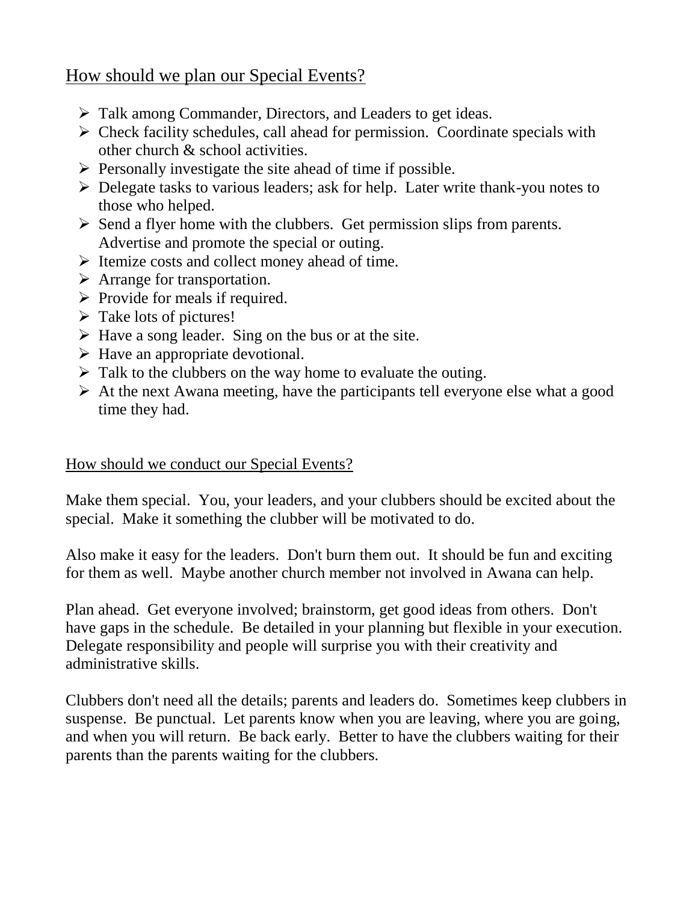## How should we plan our Special Events?

- Talk among Commander, Directors, and Leaders to get ideas.
- Check facility schedules, call ahead for permission. Coordinate specials with other church & school activities.
- Personally investigate the site ahead of time if possible.
- Delegate tasks to various leaders; ask for help. Later write thank-you notes to those who helped.
- Send a flyer home with the clubbers. Get permission slips from parents. Advertise and promote the special or outing.
- Itemize costs and collect money ahead of time.
- Arrange for transportation.
- Provide for meals if required.
- Take lots of pictures!
- Have a song leader. Sing on the bus or at the site.
- Have an appropriate devotional.
- Talk to the clubbers on the way home to evaluate the outing.
- At the next Awana meeting, have the participants tell everyone else what a good time they had.

### How should we conduct our Special Events?

Make them special. You, your leaders, and your clubbers should be excited about the special. Make it something the clubber will be motivated to do.

Also make it easy for the leaders. Don't burn them out. It should be fun and exciting for them as well. Maybe another church member not involved in Awana can help.

Plan ahead. Get everyone involved; brainstorm, get good ideas from others. Don't have gaps in the schedule. Be detailed in your planning but flexible in your execution. Delegate responsibility and people will surprise you with their creativity and administrative skills.

Clubbers don't need all the details; parents and leaders do. Sometimes keep clubbers in suspense. Be punctual. Let parents know when you are leaving, where you are going, and when you will return. Be back early. Better to have the clubbers waiting for their parents than the parents waiting for the clubbers.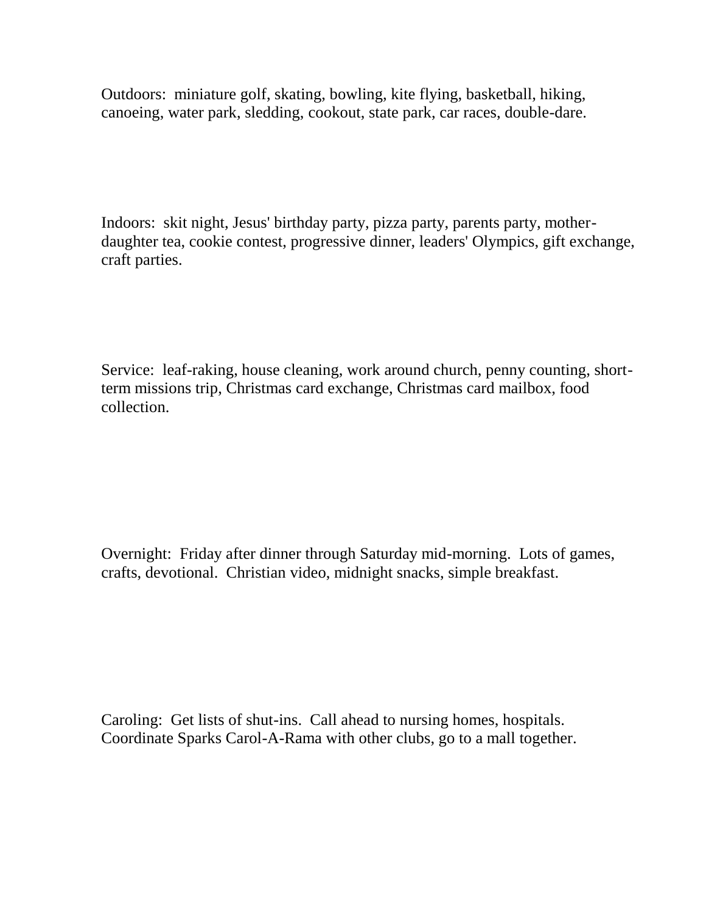Outdoors:  miniature golf, skating, bowling, kite flying, basketball, hiking, canoeing, water park, sledding, cookout, state park, car races, double-dare.

Indoors:  skit night, Jesus' birthday party, pizza party, parents party, mother-daughter tea, cookie contest, progressive dinner, leaders' Olympics, gift exchange, craft parties.

Service:  leaf-raking, house cleaning, work around church, penny counting, short-term missions trip, Christmas card exchange, Christmas card mailbox, food collection.

Overnight:  Friday after dinner through Saturday mid-morning.  Lots of games, crafts, devotional.  Christian video, midnight snacks, simple breakfast.

Caroling:  Get lists of shut-ins.  Call ahead to nursing homes, hospitals.  Coordinate Sparks Carol-A-Rama with other clubs, go to a mall together.